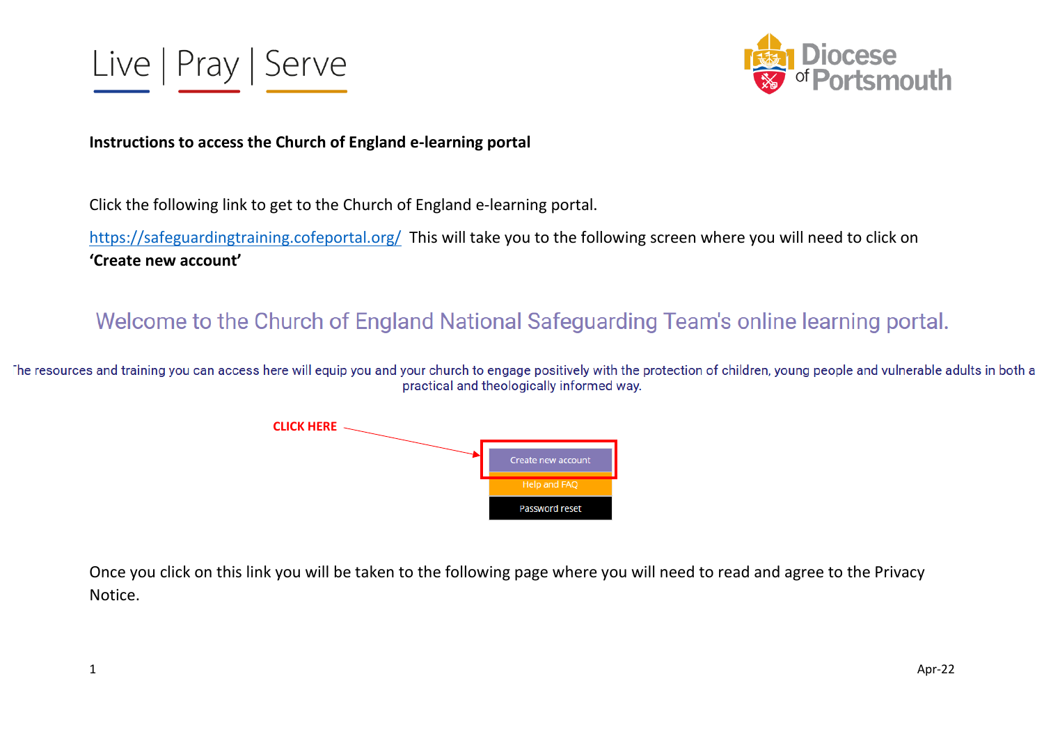Live | Pray | Serve

Diocese of Portsmouth

**Instructions to access the Church of England e-learning portal**

Click the following link to get to the Church of England e-learning portal.

https://safeguardingtraining.cofeportal.org/ This will take you to the following screen where you will need to click on **'Create new account'**

Welcome to the Church of England National Safeguarding Team's online learning portal.

The resources and training you can access here will equip you and your church to engage positively with the protection of children, young people and vulnerable adults in both a practical and theologically informed way.

CLICK HERE

Create new account

Help and FAQ

Password reset

Once you click on this link you will be taken to the following page where you will need to read and agree to the Privacy Notice.

Apr-22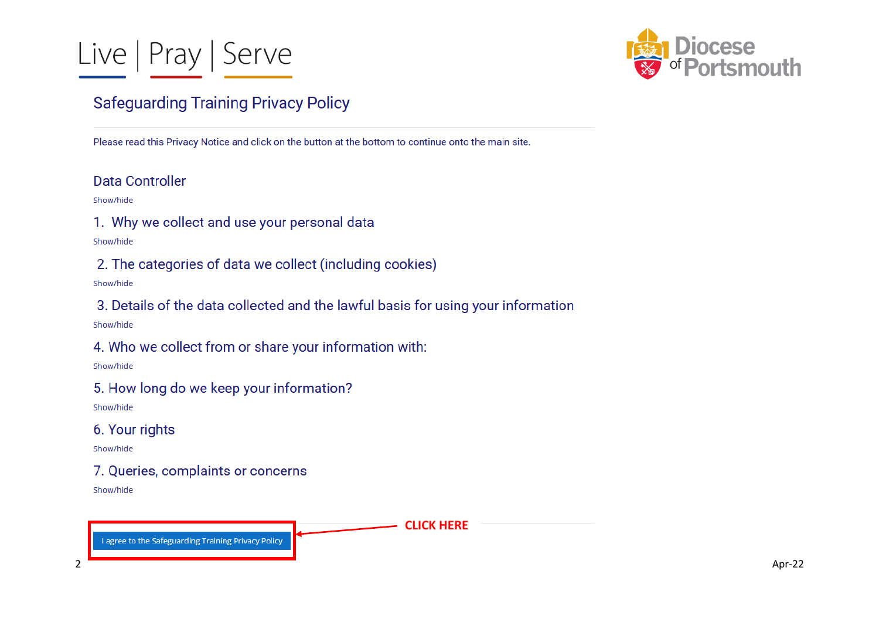Live | Pray | Serve

Diocese of Portsmouth

# Safeguarding Training Privacy Policy

Please read this Privacy Notice and click on the button at the bottom to continue onto the main site.

## Data Controller

Show/hide

## 1. Why we collect and use your personal data

Show/hide

## 2. The categories of data we collect (including cookies)

Show/hide

## 3. Details of the data collected and the lawful basis for using your information

Show/hide

## 4. Who we collect from or share your information with:

Show/hide

## 5. How long do we keep your information?

Show/hide

## 6. Your rights

Show/hide

## 7. Queries, complaints or concerns

Show/hide

I agree to the Safeguarding Training Privacy Policy

**CLICK HERE**

Apr-22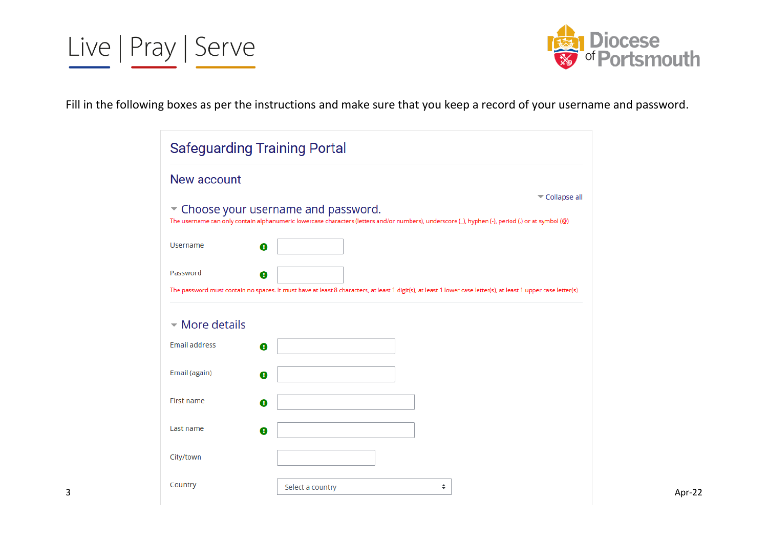Fill in the following boxes as per the instructions and make sure that you keep a record of your username and password.

## Safeguarding Training Portal

### New account

Collapse all

#### Choose your username and password.

The username can only contain alphanumeric lowercase characters (letters and/or numbers), underscore (_), hyphen (-), period (.) or at symbol (@)

Username

Password

The password must contain no spaces. It must have at least 8 characters, at least 1 digit(s), at least 1 lower case letter(s), at least 1 upper case letter(s)

#### More details

Email address

Email (again)

First name

Last name

City/town

Country — Select a country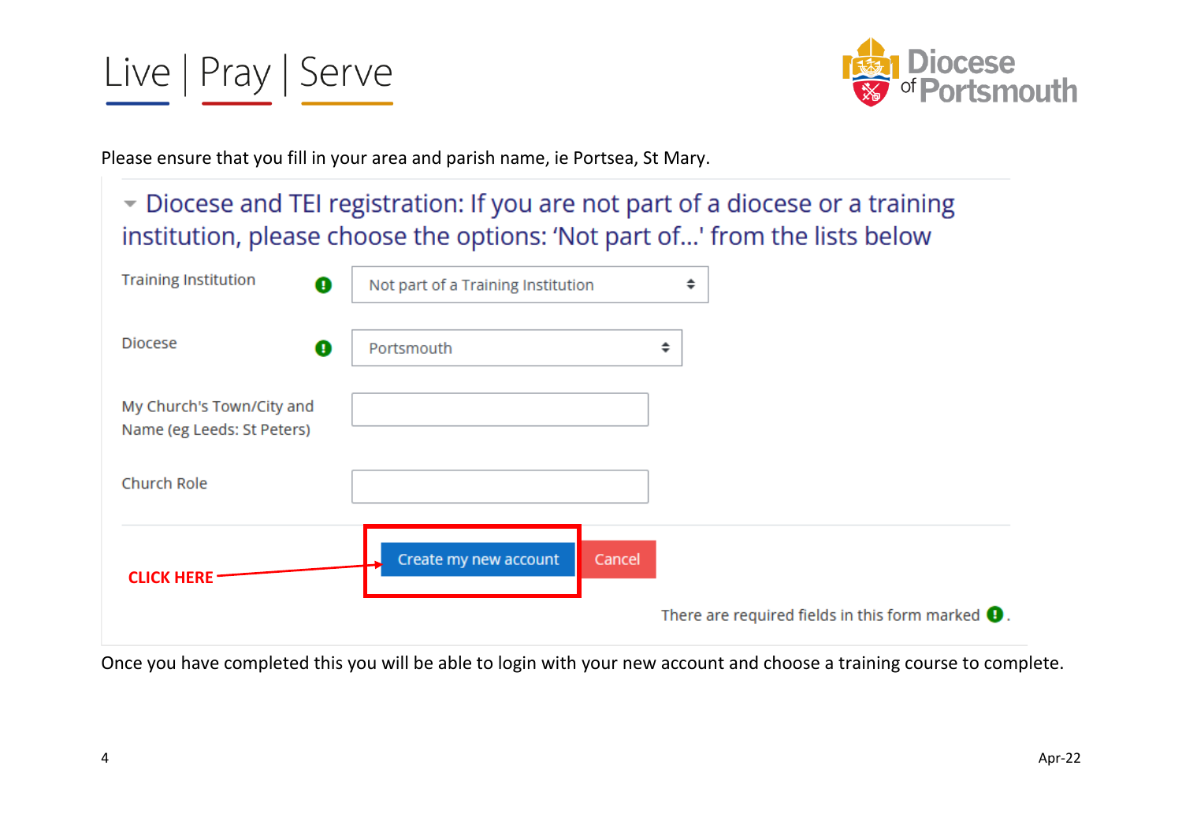Live | Pray | Serve

Diocese of Portsmouth

Please ensure that you fill in your area and parish name, ie Portsea, St Mary.

## Diocese and TEI registration: If you are not part of a diocese or a training institution, please choose the options: 'Not part of...' from the lists below

Training Institution: Not part of a Training Institution

Diocese: Portsmouth

My Church's Town/City and Name (eg Leeds: St Peters)

Church Role

CLICK HERE → Create my new account | Cancel

There are required fields in this form marked.

Once you have completed this you will be able to login with your new account and choose a training course to complete.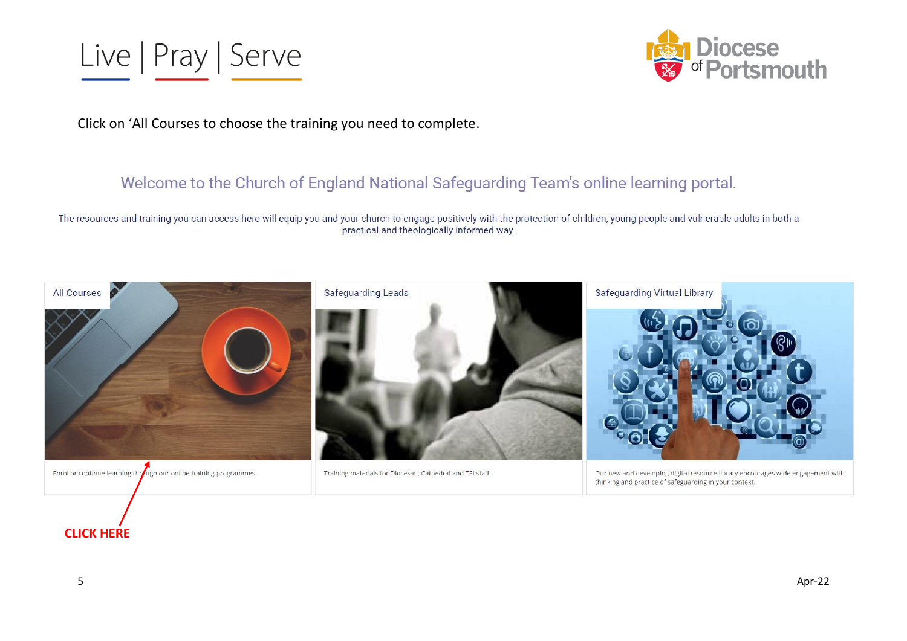Click on 'All Courses to choose the training you need to complete.

## Welcome to the Church of England National Safeguarding Team's online learning portal.

The resources and training you can access here will equip you and your church to engage positively with the protection of children, young people and vulnerable adults in both a practical and theologically informed way.

**All Courses**

Enrol or continue learning through our online training programmes.

**Safeguarding Leads**

Training materials for Diocesan, Cathedral and TEI staff.

**Safeguarding Virtual Library**

Our new and developing digital resource library encourages wide engagement with thinking and practice of safeguarding in your context.

**CLICK HERE**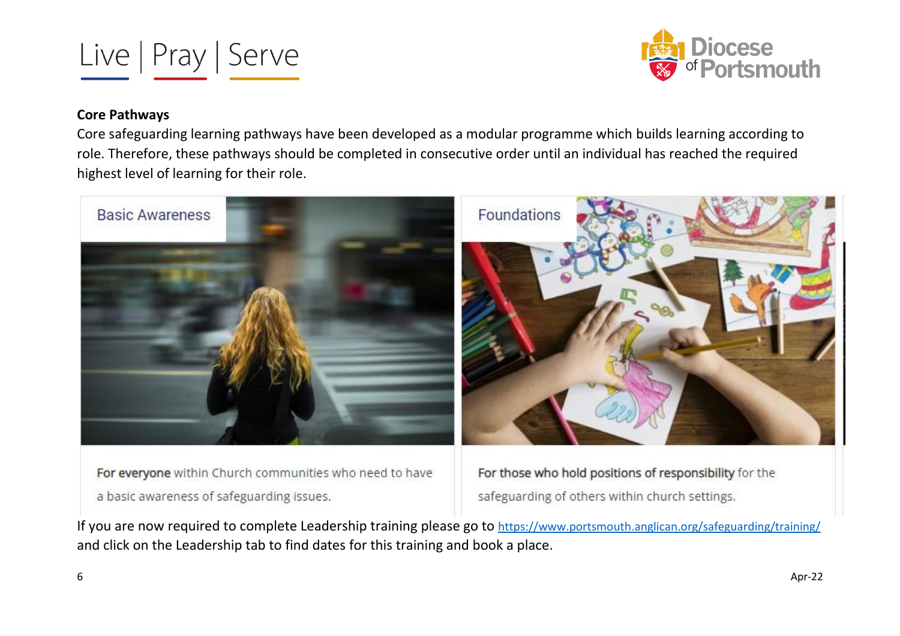**Core Pathways**

Core safeguarding learning pathways have been developed as a modular programme which builds learning according to role. Therefore, these pathways should be completed in consecutive order until an individual has reached the required highest level of learning for their role.

Basic Awareness

**For everyone** within Church communities who need to have a basic awareness of safeguarding issues.

Foundations

**For those who hold positions of responsibility** for the safeguarding of others within church settings.

If you are now required to complete Leadership training please go to https://www.portsmouth.anglican.org/safeguarding/training/ and click on the Leadership tab to find dates for this training and book a place.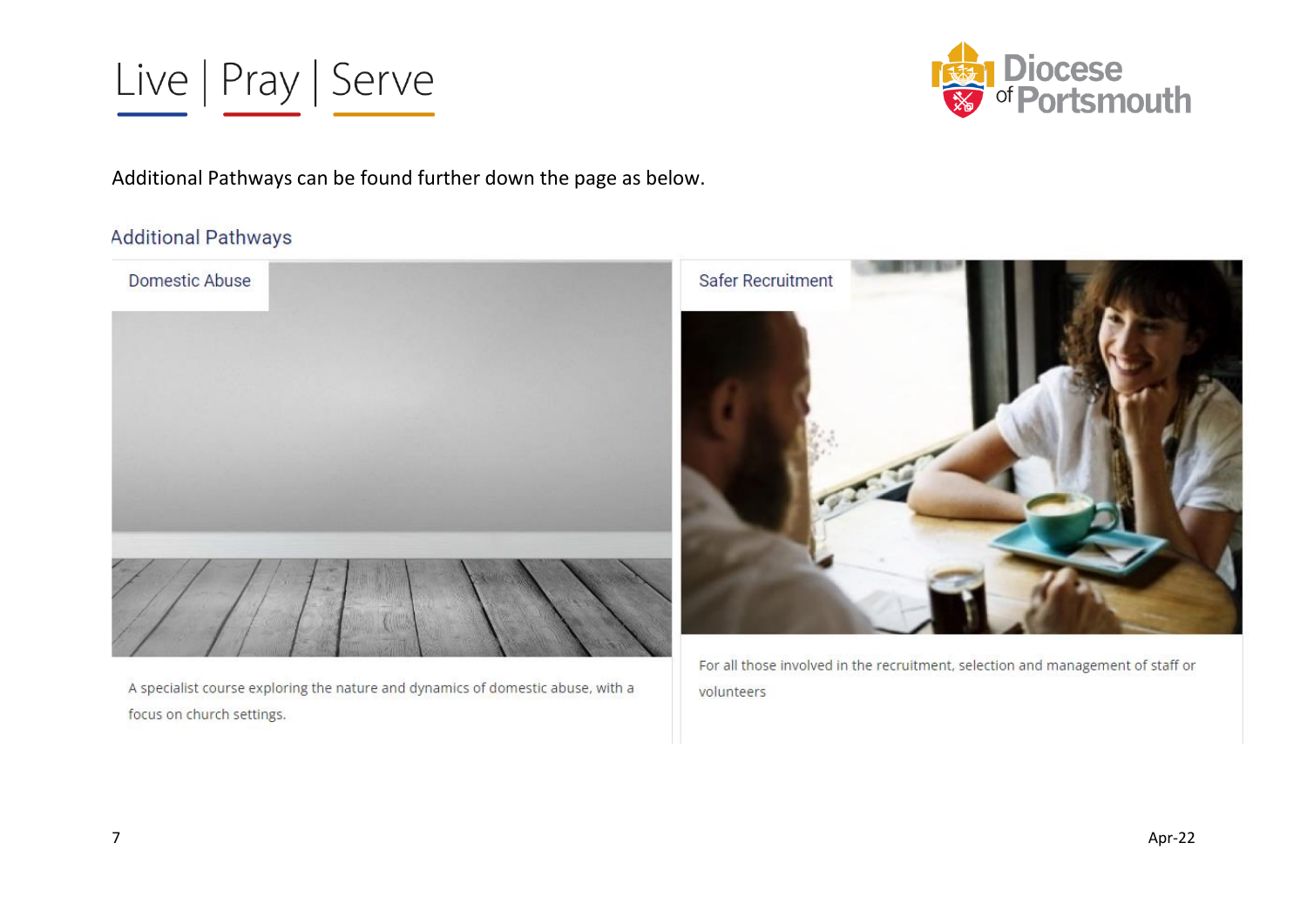Additional Pathways can be found further down the page as below.

## Additional Pathways

### Domestic Abuse

A specialist course exploring the nature and dynamics of domestic abuse, with a focus on church settings.

### Safer Recruitment

For all those involved in the recruitment, selection and management of staff or volunteers